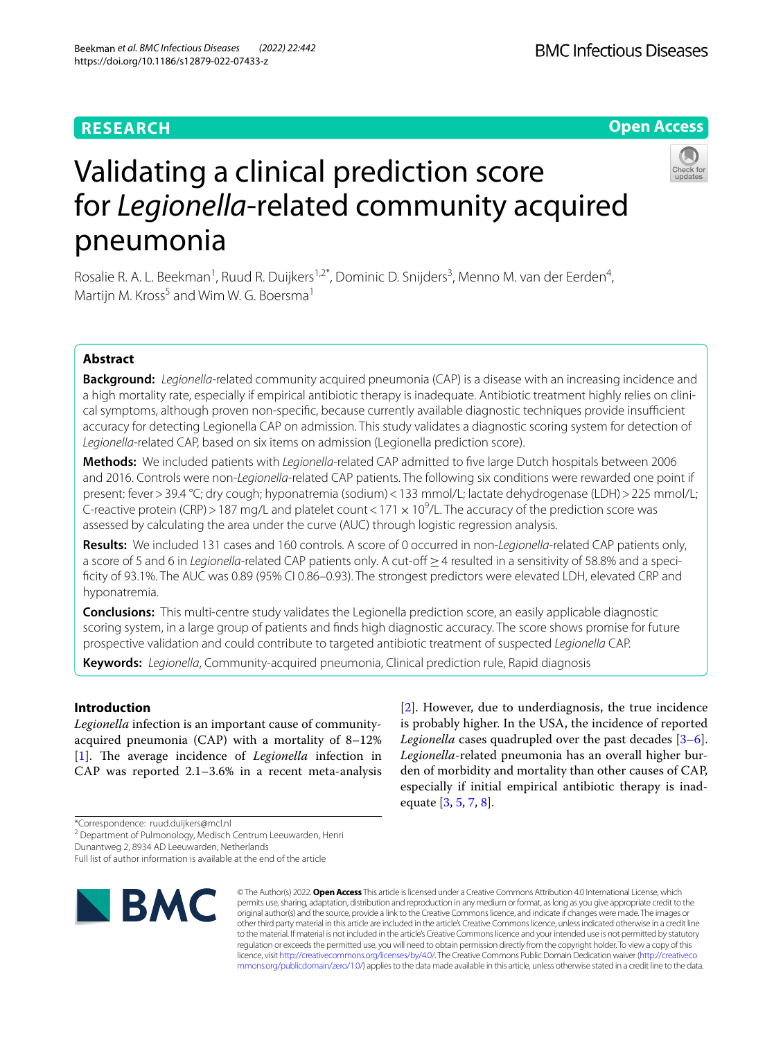**RESEARCH** **Open Access**

# Validating a clinical prediction score for *Legionella*-related community acquired pneumonia

Rosalie R. A. L. Beekman[1], Ruud R. Duijkers[1,2*], Dominic D. Snijders[3], Menno M. van der Eerden[4], Martijn M. Kross[5] and Wim W. G. Boersma[1]

## Abstract

**Background:** *Legionella*-related community acquired pneumonia (CAP) is a disease with an increasing incidence and a high mortality rate, especially if empirical antibiotic therapy is inadequate. Antibiotic treatment highly relies on clinical symptoms, although proven non-specific, because currently available diagnostic techniques provide insufficient accuracy for detecting Legionella CAP on admission. This study validates a diagnostic scoring system for detection of *Legionella*-related CAP, based on six items on admission (Legionella prediction score).

**Methods:** We included patients with *Legionella*-related CAP admitted to five large Dutch hospitals between 2006 and 2016. Controls were non-*Legionella*-related CAP patients. The following six conditions were rewarded one point if present: fever > 39.4 °C; dry cough; hyponatremia (sodium) < 133 mmol/L; lactate dehydrogenase (LDH) > 225 mmol/L; C-reactive protein (CRP) > 187 mg/L and platelet count < 171 × $10^9$/L. The accuracy of the prediction score was assessed by calculating the area under the curve (AUC) through logistic regression analysis.

**Results:** We included 131 cases and 160 controls. A score of 0 occurred in non-*Legionella*-related CAP patients only, a score of 5 and 6 in *Legionella*-related CAP patients only. A cut-off ≥ 4 resulted in a sensitivity of 58.8% and a specificity of 93.1%. The AUC was 0.89 (95% CI 0.86–0.93). The strongest predictors were elevated LDH, elevated CRP and hyponatremia.

**Conclusions:** This multi-centre study validates the Legionella prediction score, an easily applicable diagnostic scoring system, in a large group of patients and finds high diagnostic accuracy. The score shows promise for future prospective validation and could contribute to targeted antibiotic treatment of suspected *Legionella* CAP.

**Keywords:** *Legionella*, Community-acquired pneumonia, Clinical prediction rule, Rapid diagnosis

## Introduction

*Legionella* infection is an important cause of community-acquired pneumonia (CAP) with a mortality of 8–12% [1]. The average incidence of *Legionella* infection in CAP was reported 2.1–3.6% in a recent meta-analysis [2]. However, due to underdiagnosis, the true incidence is probably higher. In the USA, the incidence of reported *Legionella* cases quadrupled over the past decades [3–6]. *Legionella*-related pneumonia has an overall higher burden of morbidity and mortality than other causes of CAP, especially if initial empirical antibiotic therapy is inadequate [3, 5, 7, 8].

*Correspondence: ruud.duijkers@mcl.nl

[2] Department of Pulmonology, Medisch Centrum Leeuwarden, Henri Dunantweg 2, 8934 AD Leeuwarden, Netherlands

Full list of author information is available at the end of the article

© The Author(s) 2022. **Open Access** This article is licensed under a Creative Commons Attribution 4.0 International License, which permits use, sharing, adaptation, distribution and reproduction in any medium or format, as long as you give appropriate credit to the original author(s) and the source, provide a link to the Creative Commons licence, and indicate if changes were made. The images or other third party material in this article are included in the article's Creative Commons licence, unless indicated otherwise in a credit line to the material. If material is not included in the article's Creative Commons licence and your intended use is not permitted by statutory regulation or exceeds the permitted use, you will need to obtain permission directly from the copyright holder. To view a copy of this licence, visit http://creativecommons.org/licenses/by/4.0/. The Creative Commons Public Domain Dedication waiver (http://creativecommons.org/publicdomain/zero/1.0/) applies to the data made available in this article, unless otherwise stated in a credit line to the data.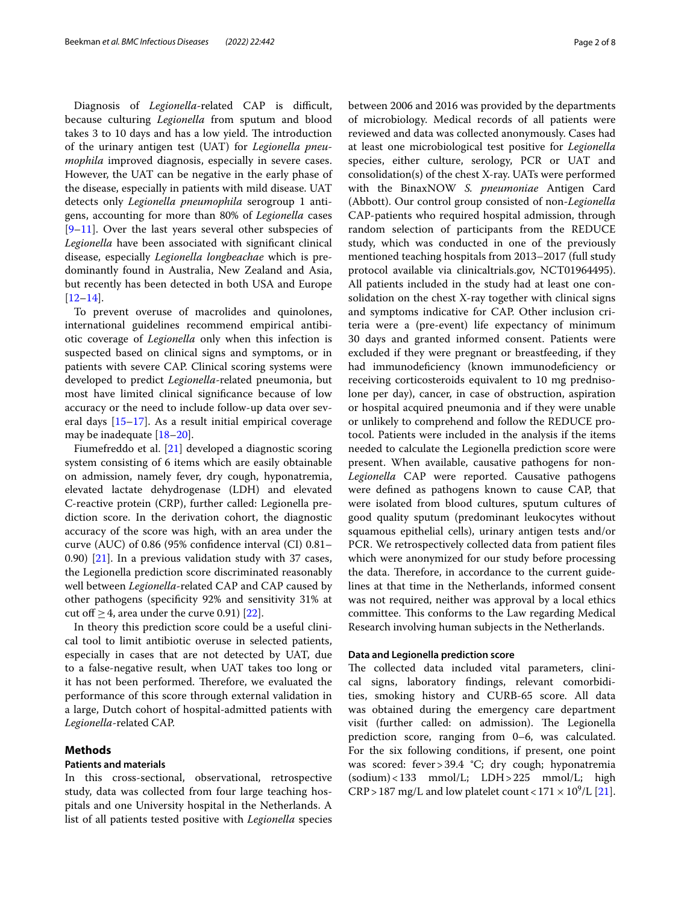Diagnosis of *Legionella*-related CAP is difficult, because culturing *Legionella* from sputum and blood takes 3 to 10 days and has a low yield. The introduction of the urinary antigen test (UAT) for *Legionella pneumophila* improved diagnosis, especially in severe cases. However, the UAT can be negative in the early phase of the disease, especially in patients with mild disease. UAT detects only *Legionella pneumophila* serogroup 1 antigens, accounting for more than 80% of *Legionella* cases [9–11]. Over the last years several other subspecies of *Legionella* have been associated with significant clinical disease, especially *Legionella longbeachae* which is predominantly found in Australia, New Zealand and Asia, but recently has been detected in both USA and Europe [12–14].

To prevent overuse of macrolides and quinolones, international guidelines recommend empirical antibiotic coverage of *Legionella* only when this infection is suspected based on clinical signs and symptoms, or in patients with severe CAP. Clinical scoring systems were developed to predict *Legionella*-related pneumonia, but most have limited clinical significance because of low accuracy or the need to include follow-up data over several days [15–17]. As a result initial empirical coverage may be inadequate [18–20].

Fiumefreddo et al. [21] developed a diagnostic scoring system consisting of 6 items which are easily obtainable on admission, namely fever, dry cough, hyponatremia, elevated lactate dehydrogenase (LDH) and elevated C-reactive protein (CRP), further called: Legionella prediction score. In the derivation cohort, the diagnostic accuracy of the score was high, with an area under the curve (AUC) of 0.86 (95% confidence interval (CI) 0.81–0.90) [21]. In a previous validation study with 37 cases, the Legionella prediction score discriminated reasonably well between *Legionella*-related CAP and CAP caused by other pathogens (specificity 92% and sensitivity 31% at cut off $\geq 4$, area under the curve 0.91) [22].

In theory this prediction score could be a useful clinical tool to limit antibiotic overuse in selected patients, especially in cases that are not detected by UAT, due to a false-negative result, when UAT takes too long or it has not been performed. Therefore, we evaluated the performance of this score through external validation in a large, Dutch cohort of hospital-admitted patients with *Legionella*-related CAP.

## Methods

### Patients and materials

In this cross-sectional, observational, retrospective study, data was collected from four large teaching hospitals and one University hospital in the Netherlands. A list of all patients tested positive with *Legionella* species between 2006 and 2016 was provided by the departments of microbiology. Medical records of all patients were reviewed and data was collected anonymously. Cases had at least one microbiological test positive for *Legionella* species, either culture, serology, PCR or UAT and consolidation(s) of the chest X-ray. UATs were performed with the BinaxNOW *S. pneumoniae* Antigen Card (Abbott). Our control group consisted of non-*Legionella* CAP-patients who required hospital admission, through random selection of participants from the REDUCE study, which was conducted in one of the previously mentioned teaching hospitals from 2013–2017 (full study protocol available via clinicaltrials.gov, NCT01964495). All patients included in the study had at least one consolidation on the chest X-ray together with clinical signs and symptoms indicative for CAP. Other inclusion criteria were a (pre-event) life expectancy of minimum 30 days and granted informed consent. Patients were excluded if they were pregnant or breastfeeding, if they had immunodeficiency (known immunodeficiency or receiving corticosteroids equivalent to 10 mg prednisolone per day), cancer, in case of obstruction, aspiration or hospital acquired pneumonia and if they were unable or unlikely to comprehend and follow the REDUCE protocol. Patients were included in the analysis if the items needed to calculate the Legionella prediction score were present. When available, causative pathogens for non-*Legionella* CAP were reported. Causative pathogens were defined as pathogens known to cause CAP, that were isolated from blood cultures, sputum cultures of good quality sputum (predominant leukocytes without squamous epithelial cells), urinary antigen tests and/or PCR. We retrospectively collected data from patient files which were anonymized for our study before processing the data. Therefore, in accordance to the current guidelines at that time in the Netherlands, informed consent was not required, neither was approval by a local ethics committee. This conforms to the Law regarding Medical Research involving human subjects in the Netherlands.

### Data and Legionella prediction score

The collected data included vital parameters, clinical signs, laboratory findings, relevant comorbidities, smoking history and CURB-65 score. All data was obtained during the emergency care department visit (further called: on admission). The Legionella prediction score, ranging from 0–6, was calculated. For the six following conditions, if present, one point was scored: fever > 39.4 °C; dry cough; hyponatremia (sodium) < 133 mmol/L; LDH > 225 mmol/L; high CRP > 187 mg/L and low platelet count < $171 \times 10^9$/L [21].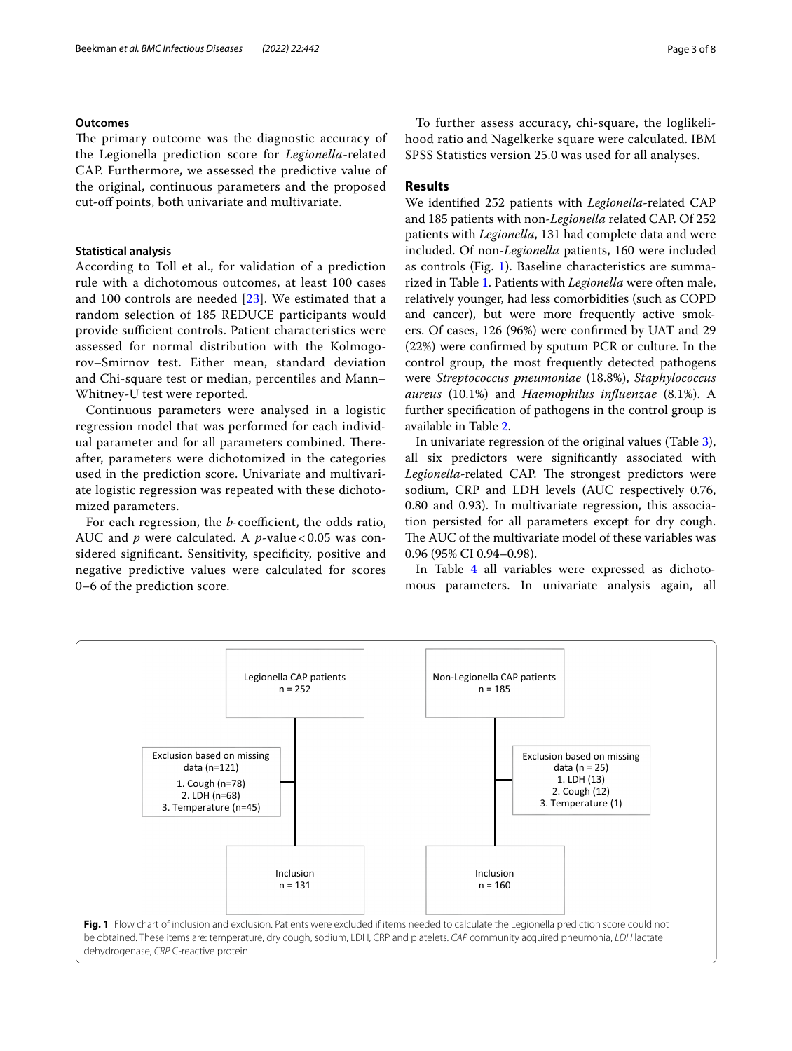### Outcomes

The primary outcome was the diagnostic accuracy of the Legionella prediction score for *Legionella*-related CAP. Furthermore, we assessed the predictive value of the original, continuous parameters and the proposed cut-off points, both univariate and multivariate.

### Statistical analysis

According to Toll et al., for validation of a prediction rule with a dichotomous outcomes, at least 100 cases and 100 controls are needed [23]. We estimated that a random selection of 185 REDUCE participants would provide sufficient controls. Patient characteristics were assessed for normal distribution with the Kolmogorov–Smirnov test. Either mean, standard deviation and Chi-square test or median, percentiles and Mann–Whitney-U test were reported.

Continuous parameters were analysed in a logistic regression model that was performed for each individual parameter and for all parameters combined. Thereafter, parameters were dichotomized in the categories used in the prediction score. Univariate and multivariate logistic regression was repeated with these dichotomized parameters.

For each regression, the *b*-coefficient, the odds ratio, AUC and *p* were calculated. A $p$-value < 0.05 was considered significant. Sensitivity, specificity, positive and negative predictive values were calculated for scores 0–6 of the prediction score.

To further assess accuracy, chi-square, the loglikelihood ratio and Nagelkerke square were calculated. IBM SPSS Statistics version 25.0 was used for all analyses.

## Results

We identified 252 patients with *Legionella*-related CAP and 185 patients with non-*Legionella* related CAP. Of 252 patients with *Legionella*, 131 had complete data and were included. Of non-*Legionella* patients, 160 were included as controls (Fig. 1). Baseline characteristics are summarized in Table 1. Patients with *Legionella* were often male, relatively younger, had less comorbidities (such as COPD and cancer), but were more frequently active smokers. Of cases, 126 (96%) were confirmed by UAT and 29 (22%) were confirmed by sputum PCR or culture. In the control group, the most frequently detected pathogens were *Streptococcus pneumoniae* (18.8%), *Staphylococcus aureus* (10.1%) and *Haemophilus influenzae* (8.1%). A further specification of pathogens in the control group is available in Table 2.

In univariate regression of the original values (Table 3), all six predictors were significantly associated with *Legionella*-related CAP. The strongest predictors were sodium, CRP and LDH levels (AUC respectively 0.76, 0.80 and 0.93). In multivariate regression, this association persisted for all parameters except for dry cough. The AUC of the multivariate model of these variables was 0.96 (95% CI 0.94–0.98).

In Table 4 all variables were expressed as dichotomous parameters. In univariate analysis again, all

Legionella CAP patients
n = 252

Exclusion based on missing data (n=121)
1. Cough (n=78)
2. LDH (n=68)
3. Temperature (n=45)

Inclusion
n = 131

Non-Legionella CAP patients
n = 185

Exclusion based on missing data (n = 25)
1. LDH (13)
2. Cough (12)
3. Temperature (1)

Inclusion
n = 160

**Fig. 1** Flow chart of inclusion and exclusion. Patients were excluded if items needed to calculate the Legionella prediction score could not be obtained. These items are: temperature, dry cough, sodium, LDH, CRP and platelets. *CAP* community acquired pneumonia, *LDH* lactate dehydrogenase, *CRP* C-reactive protein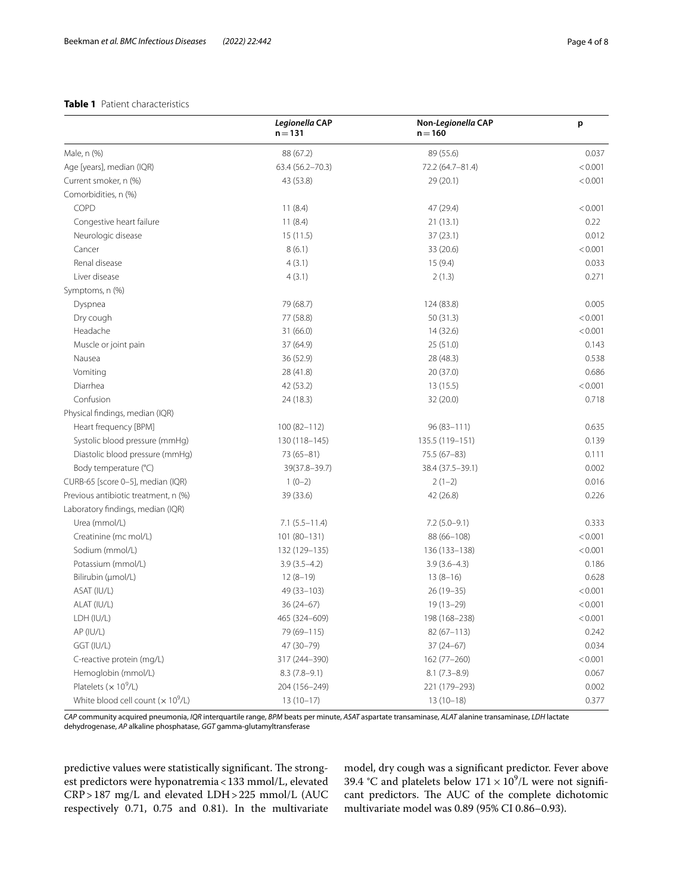**Table 1** Patient characteristics

| | *Legionella* CAP n = 131 | Non-*Legionella* CAP n = 160 | p |
|---|---|---|---|
| Male, n (%) | 88 (67.2) | 89 (55.6) | 0.037 |
| Age [years], median (IQR) | 63.4 (56.2–70.3) | 72.2 (64.7–81.4) | < 0.001 |
| Current smoker, n (%) | 43 (53.8) | 29 (20.1) | < 0.001 |
| Comorbidities, n (%) | | | |
| COPD | 11 (8.4) | 47 (29.4) | < 0.001 |
| Congestive heart failure | 11 (8.4) | 21 (13.1) | 0.22 |
| Neurologic disease | 15 (11.5) | 37 (23.1) | 0.012 |
| Cancer | 8 (6.1) | 33 (20.6) | < 0.001 |
| Renal disease | 4 (3.1) | 15 (9.4) | 0.033 |
| Liver disease | 4 (3.1) | 2 (1.3) | 0.271 |
| Symptoms, n (%) | | | |
| Dyspnea | 79 (68.7) | 124 (83.8) | 0.005 |
| Dry cough | 77 (58.8) | 50 (31.3) | < 0.001 |
| Headache | 31 (66.0) | 14 (32.6) | < 0.001 |
| Muscle or joint pain | 37 (64.9) | 25 (51.0) | 0.143 |
| Nausea | 36 (52.9) | 28 (48.3) | 0.538 |
| Vomiting | 28 (41.8) | 20 (37.0) | 0.686 |
| Diarrhea | 42 (53.2) | 13 (15.5) | < 0.001 |
| Confusion | 24 (18.3) | 32 (20.0) | 0.718 |
| Physical findings, median (IQR) | | | |
| Heart frequency [BPM] | 100 (82–112) | 96 (83–111) | 0.635 |
| Systolic blood pressure (mmHg) | 130 (118–145) | 135.5 (119–151) | 0.139 |
| Diastolic blood pressure (mmHg) | 73 (65–81) | 75.5 (67–83) | 0.111 |
| Body temperature (°C) | 39(37.8–39.7) | 38.4 (37.5–39.1) | 0.002 |
| CURB-65 [score 0–5], median (IQR) | 1 (0–2) | 2 (1–2) | 0.016 |
| Previous antibiotic treatment, n (%) | 39 (33.6) | 42 (26.8) | 0.226 |
| Laboratory findings, median (IQR) | | | |
| Urea (mmol/L) | 7.1 (5.5–11.4) | 7.2 (5.0–9.1) | 0.333 |
| Creatinine (mc mol/L) | 101 (80–131) | 88 (66–108) | < 0.001 |
| Sodium (mmol/L) | 132 (129–135) | 136 (133–138) | < 0.001 |
| Potassium (mmol/L) | 3.9 (3.5–4.2) | 3.9 (3.6–4.3) | 0.186 |
| Bilirubin (μmol/L) | 12 (8–19) | 13 (8–16) | 0.628 |
| ASAT (IU/L) | 49 (33–103) | 26 (19–35) | < 0.001 |
| ALAT (IU/L) | 36 (24–67) | 19 (13–29) | < 0.001 |
| LDH (IU/L) | 465 (324–609) | 198 (168–238) | < 0.001 |
| AP (IU/L) | 79 (69–115) | 82 (67–113) | 0.242 |
| GGT (IU/L) | 47 (30–79) | 37 (24–67) | 0.034 |
| C-reactive protein (mg/L) | 317 (244–390) | 162 (77–260) | < 0.001 |
| Hemoglobin (mmol/L) | 8.3 (7.8–9.1) | 8.1 (7.3–8.9) | 0.067 |
| Platelets ($\times 10^9$/L) | 204 (156–249) | 221 (179–293) | 0.002 |
| White blood cell count ($\times 10^9$/L) | 13 (10–17) | 13 (10–18) | 0.377 |

*CAP* community acquired pneumonia, *IQR* interquartile range, *BPM* beats per minute, *ASAT* aspartate transaminase, *ALAT* alanine transaminase, *LDH* lactate dehydrogenase, *AP* alkaline phosphatase, *GGT* gamma-glutamyltransferase

predictive values were statistically significant. The strongest predictors were hyponatremia < 133 mmol/L, elevated CRP > 187 mg/L and elevated LDH > 225 mmol/L (AUC respectively 0.71, 0.75 and 0.81). In the multivariate model, dry cough was a significant predictor. Fever above 39.4 °C and platelets below $171 \times 10^9$/L were not significant predictors. The AUC of the complete dichotomic multivariate model was 0.89 (95% CI 0.86–0.93).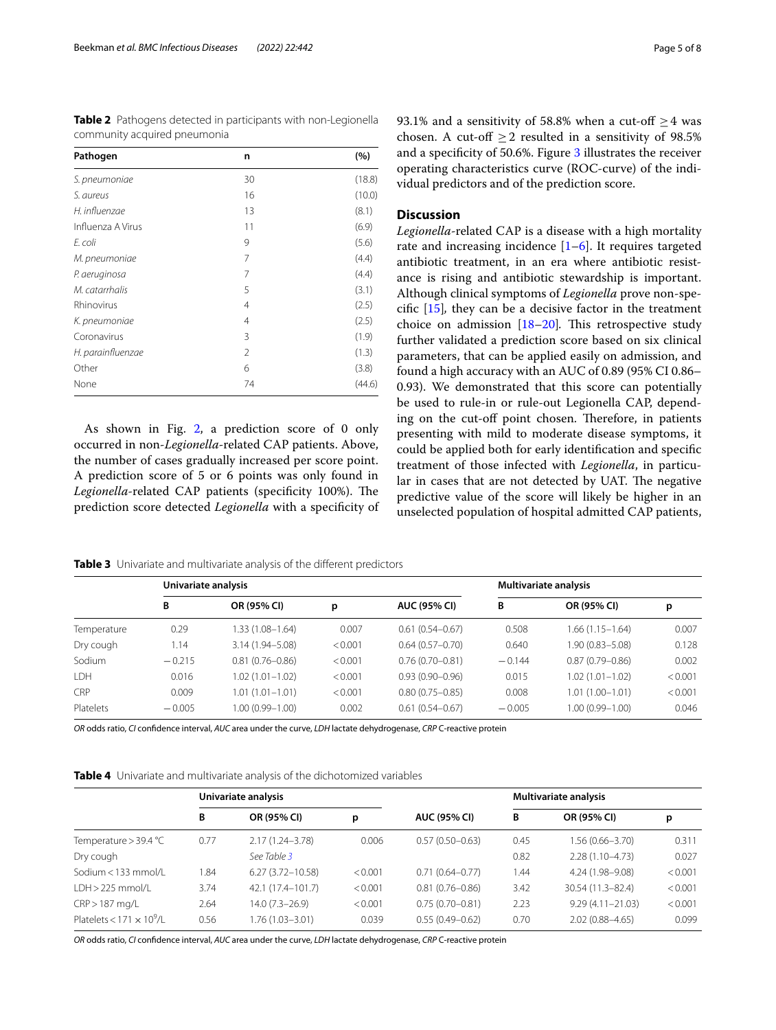**Table 2** Pathogens detected in participants with non-Legionella community acquired pneumonia

| Pathogen | n | (%) |
|---|---|---|
| *S. pneumoniae* | 30 | (18.8) |
| *S. aureus* | 16 | (10.0) |
| *H. influenzae* | 13 | (8.1) |
| Influenza A Virus | 11 | (6.9) |
| *E. coli* | 9 | (5.6) |
| *M. pneumoniae* | 7 | (4.4) |
| *P. aeruginosa* | 7 | (4.4) |
| *M. catarrhalis* | 5 | (3.1) |
| Rhinovirus | 4 | (2.5) |
| *K. pneumoniae* | 4 | (2.5) |
| Coronavirus | 3 | (1.9) |
| *H. parainfluenzae* | 2 | (1.3) |
| Other | 6 | (3.8) |
| None | 74 | (44.6) |

As shown in Fig. 2, a prediction score of 0 only occurred in non-*Legionella*-related CAP patients. Above, the number of cases gradually increased per score point. A prediction score of 5 or 6 points was only found in *Legionella*-related CAP patients (specificity 100%). The prediction score detected *Legionella* with a specificity of 93.1% and a sensitivity of 58.8% when a cut-off $\geq 4$ was chosen. A cut-off $\geq 2$ resulted in a sensitivity of 98.5% and a specificity of 50.6%. Figure 3 illustrates the receiver operating characteristics curve (ROC-curve) of the individual predictors and of the prediction score.

## Discussion

*Legionella*-related CAP is a disease with a high mortality rate and increasing incidence [1–6]. It requires targeted antibiotic treatment, in an era where antibiotic resistance is rising and antibiotic stewardship is important. Although clinical symptoms of *Legionella* prove non-specific [15], they can be a decisive factor in the treatment choice on admission [18–20]. This retrospective study further validated a prediction score based on six clinical parameters, that can be applied easily on admission, and found a high accuracy with an AUC of 0.89 (95% CI 0.86–0.93). We demonstrated that this score can potentially be used to rule-in or rule-out Legionella CAP, depending on the cut-off point chosen. Therefore, in patients presenting with mild to moderate disease symptoms, it could be applied both for early identification and specific treatment of those infected with *Legionella*, in particular in cases that are not detected by UAT. The negative predictive value of the score will likely be higher in an unselected population of hospital admitted CAP patients,

**Table 3** Univariate and multivariate analysis of the different predictors

| | Univariate analysis | | | | Multivariate analysis | | |
|---|---|---|---|---|---|---|---|
| | B | OR (95% CI) | p | AUC (95% CI) | B | OR (95% CI) | p |
| Temperature | 0.29 | 1.33 (1.08–1.64) | 0.007 | 0.61 (0.54–0.67) | 0.508 | 1.66 (1.15–1.64) | 0.007 |
| Dry cough | 1.14 | 3.14 (1.94–5.08) | < 0.001 | 0.64 (0.57–0.70) | 0.640 | 1.90 (0.83–5.08) | 0.128 |
| Sodium | −0.215 | 0.81 (0.76–0.86) | < 0.001 | 0.76 (0.70–0.81) | −0.144 | 0.87 (0.79–0.86) | 0.002 |
| LDH | 0.016 | 1.02 (1.01–1.02) | < 0.001 | 0.93 (0.90–0.96) | 0.015 | 1.02 (1.01–1.02) | < 0.001 |
| CRP | 0.009 | 1.01 (1.01–1.01) | < 0.001 | 0.80 (0.75–0.85) | 0.008 | 1.01 (1.00–1.01) | < 0.001 |
| Platelets | −0.005 | 1.00 (0.99–1.00) | 0.002 | 0.61 (0.54–0.67) | −0.005 | 1.00 (0.99–1.00) | 0.046 |

*OR* odds ratio, *CI* confidence interval, *AUC* area under the curve, *LDH* lactate dehydrogenase, *CRP* C-reactive protein

**Table 4** Univariate and multivariate analysis of the dichotomized variables

| | Univariate analysis | | | | Multivariate analysis | | |
|---|---|---|---|---|---|---|---|
| | B | OR (95% CI) | p | AUC (95% CI) | B | OR (95% CI) | p |
| Temperature > 39.4 °C | 0.77 | 2.17 (1.24–3.78) | 0.006 | 0.57 (0.50–0.63) | 0.45 | 1.56 (0.66–3.70) | 0.311 |
| Dry cough | | *See Table 3* | | | 0.82 | 2.28 (1.10–4.73) | 0.027 |
| Sodium < 133 mmol/L | 1.84 | 6.27 (3.72–10.58) | < 0.001 | 0.71 (0.64–0.77) | 1.44 | 4.24 (1.98–9.08) | < 0.001 |
| LDH > 225 mmol/L | 3.74 | 42.1 (17.4–101.7) | < 0.001 | 0.81 (0.76–0.86) | 3.42 | 30.54 (11.3–82.4) | < 0.001 |
| CRP > 187 mg/L | 2.64 | 14.0 (7.3–26.9) | < 0.001 | 0.75 (0.70–0.81) | 2.23 | 9.29 (4.11–21.03) | < 0.001 |
| Platelets < 171 × $10^9$/L | 0.56 | 1.76 (1.03–3.01) | 0.039 | 0.55 (0.49–0.62) | 0.70 | 2.02 (0.88–4.65) | 0.099 |

*OR* odds ratio, *CI* confidence interval, *AUC* area under the curve, *LDH* lactate dehydrogenase, *CRP* C-reactive protein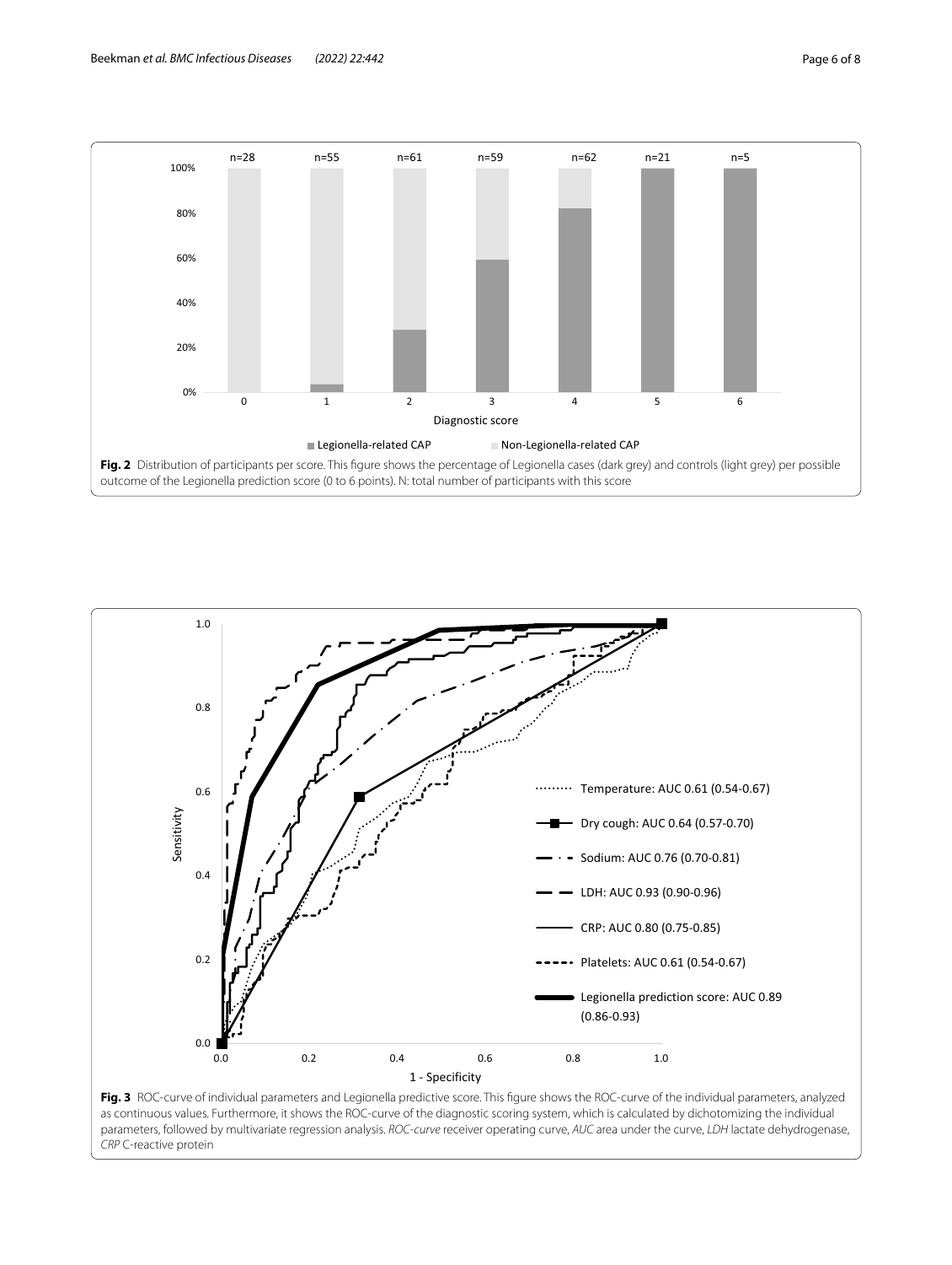**Fig. 2** Distribution of participants per score. This figure shows the percentage of Legionella cases (dark grey) and controls (light grey) per possible outcome of the Legionella prediction score (0 to 6 points). N: total number of participants with this score

**Fig. 3** ROC-curve of individual parameters and Legionella predictive score. This figure shows the ROC-curve of the individual parameters, analyzed as continuous values. Furthermore, it shows the ROC-curve of the diagnostic scoring system, which is calculated by dichotomizing the individual parameters, followed by multivariate regression analysis. *ROC-curve* receiver operating curve, *AUC* area under the curve, *LDH* lactate dehydrogenase, *CRP* C-reactive protein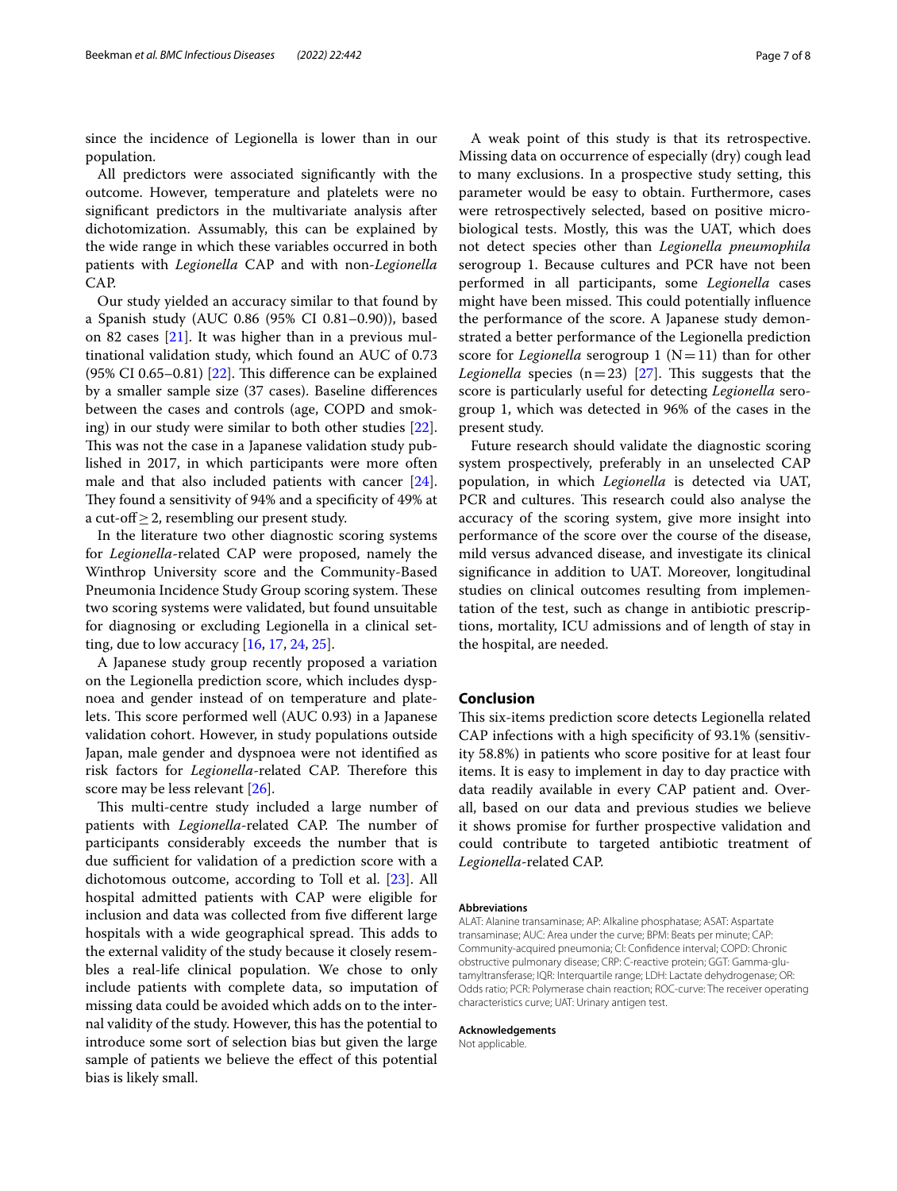since the incidence of Legionella is lower than in our population.

All predictors were associated significantly with the outcome. However, temperature and platelets were no significant predictors in the multivariate analysis after dichotomization. Assumably, this can be explained by the wide range in which these variables occurred in both patients with *Legionella* CAP and with non-*Legionella* CAP.

Our study yielded an accuracy similar to that found by a Spanish study (AUC 0.86 (95% CI 0.81–0.90)), based on 82 cases [21]. It was higher than in a previous multinational validation study, which found an AUC of 0.73 (95% CI 0.65–0.81) [22]. This difference can be explained by a smaller sample size (37 cases). Baseline differences between the cases and controls (age, COPD and smoking) in our study were similar to both other studies [22]. This was not the case in a Japanese validation study published in 2017, in which participants were more often male and that also included patients with cancer [24]. They found a sensitivity of 94% and a specificity of 49% at a cut-off $\geq 2$, resembling our present study.

In the literature two other diagnostic scoring systems for *Legionella*-related CAP were proposed, namely the Winthrop University score and the Community-Based Pneumonia Incidence Study Group scoring system. These two scoring systems were validated, but found unsuitable for diagnosing or excluding Legionella in a clinical setting, due to low accuracy [16, 17, 24, 25].

A Japanese study group recently proposed a variation on the Legionella prediction score, which includes dyspnoea and gender instead of on temperature and platelets. This score performed well (AUC 0.93) in a Japanese validation cohort. However, in study populations outside Japan, male gender and dyspnoea were not identified as risk factors for *Legionella*-related CAP. Therefore this score may be less relevant [26].

This multi-centre study included a large number of patients with *Legionella*-related CAP. The number of participants considerably exceeds the number that is due sufficient for validation of a prediction score with a dichotomous outcome, according to Toll et al. [23]. All hospital admitted patients with CAP were eligible for inclusion and data was collected from five different large hospitals with a wide geographical spread. This adds to the external validity of the study because it closely resembles a real-life clinical population. We chose to only include patients with complete data, so imputation of missing data could be avoided which adds on to the internal validity of the study. However, this has the potential to introduce some sort of selection bias but given the large sample of patients we believe the effect of this potential bias is likely small.

A weak point of this study is that its retrospective. Missing data on occurrence of especially (dry) cough lead to many exclusions. In a prospective study setting, this parameter would be easy to obtain. Furthermore, cases were retrospectively selected, based on positive microbiological tests. Mostly, this was the UAT, which does not detect species other than *Legionella pneumophila* serogroup 1. Because cultures and PCR have not been performed in all participants, some *Legionella* cases might have been missed. This could potentially influence the performance of the score. A Japanese study demonstrated a better performance of the Legionella prediction score for *Legionella* serogroup 1 (N = 11) than for other *Legionella* species (n = 23) [27]. This suggests that the score is particularly useful for detecting *Legionella* serogroup 1, which was detected in 96% of the cases in the present study.

Future research should validate the diagnostic scoring system prospectively, preferably in an unselected CAP population, in which *Legionella* is detected via UAT, PCR and cultures. This research could also analyse the accuracy of the scoring system, give more insight into performance of the score over the course of the disease, mild versus advanced disease, and investigate its clinical significance in addition to UAT. Moreover, longitudinal studies on clinical outcomes resulting from implementation of the test, such as change in antibiotic prescriptions, mortality, ICU admissions and of length of stay in the hospital, are needed.

## Conclusion

This six-items prediction score detects Legionella related CAP infections with a high specificity of 93.1% (sensitivity 58.8%) in patients who score positive for at least four items. It is easy to implement in day to day practice with data readily available in every CAP patient and. Overall, based on our data and previous studies we believe it shows promise for further prospective validation and could contribute to targeted antibiotic treatment of *Legionella*-related CAP.

#### Abbreviations

ALAT: Alanine transaminase; AP: Alkaline phosphatase; ASAT: Aspartate transaminase; AUC: Area under the curve; BPM: Beats per minute; CAP: Community-acquired pneumonia; CI: Confidence interval; COPD: Chronic obstructive pulmonary disease; CRP: C-reactive protein; GGT: Gamma-glutamyltransferase; IQR: Interquartile range; LDH: Lactate dehydrogenase; OR: Odds ratio; PCR: Polymerase chain reaction; ROC-curve: The receiver operating characteristics curve; UAT: Urinary antigen test.

#### Acknowledgements

Not applicable.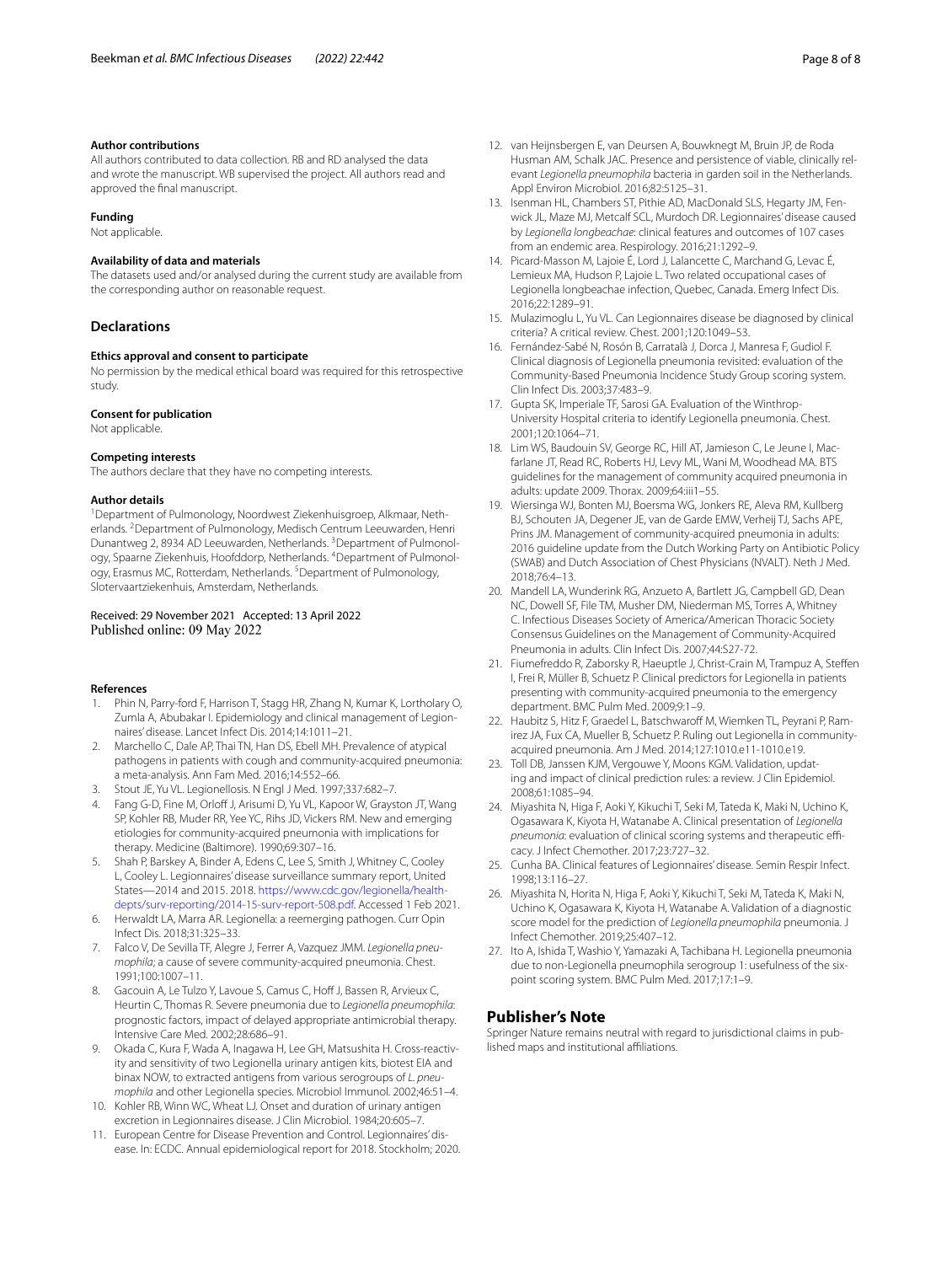### Author contributions

All authors contributed to data collection. RB and RD analysed the data and wrote the manuscript. WB supervised the project. All authors read and approved the final manuscript.

### Funding

Not applicable.

### Availability of data and materials

The datasets used and/or analysed during the current study are available from the corresponding author on reasonable request.

## Declarations

### Ethics approval and consent to participate

No permission by the medical ethical board was required for this retrospective study.

### Consent for publication

Not applicable.

### Competing interests

The authors declare that they have no competing interests.

### Author details

[1]Department of Pulmonology, Noordwest Ziekenhuisgroep, Alkmaar, Netherlands. [2]Department of Pulmonology, Medisch Centrum Leeuwarden, Henri Dunantweg 2, 8934 AD Leeuwarden, Netherlands. [3]Department of Pulmonology, Spaarne Ziekenhuis, Hoofddorp, Netherlands. [4]Department of Pulmonology, Erasmus MC, Rotterdam, Netherlands. [5]Department of Pulmonology, Slotervaartziekenhuis, Amsterdam, Netherlands.

Received: 29 November 2021 Accepted: 13 April 2022
Published online: 09 May 2022

### References

1. Phin N, Parry-ford F, Harrison T, Stagg HR, Zhang N, Kumar K, Lortholary O, Zumla A, Abubakar I. Epidemiology and clinical management of Legionnaires' disease. Lancet Infect Dis. 2014;14:1011–21.
2. Marchello C, Dale AP, Thai TN, Han DS, Ebell MH. Prevalence of atypical pathogens in patients with cough and community-acquired pneumonia: a meta-analysis. Ann Fam Med. 2016;14:552–66.
3. Stout JE, Yu VL. Legionellosis. N Engl J Med. 1997;337:682–7.
4. Fang G-D, Fine M, Orloff J, Arisumi D, Yu VL, Kapoor W, Grayston JT, Wang SP, Kohler RB, Muder RR, Yee YC, Rihs JD, Vickers RM. New and emerging etiologies for community-acquired pneumonia with implications for therapy. Medicine (Baltimore). 1990;69:307–16.
5. Shah P, Barskey A, Binder A, Edens C, Lee S, Smith J, Whitney C, Cooley L, Cooley L. Legionnaires' disease surveillance summary report, United States—2014 and 2015. 2018. https://www.cdc.gov/legionella/health-depts/surv-reporting/2014-15-surv-report-508.pdf. Accessed 1 Feb 2021.
6. Herwaldt LA, Marra AR. Legionella: a reemerging pathogen. Curr Opin Infect Dis. 2018;31:325–33.
7. Falco V, De Sevilla TF, Alegre J, Ferrer A, Vazquez JMM. *Legionella pneumophila*; a cause of severe community-acquired pneumonia. Chest. 1991;100:1007–11.
8. Gacouin A, Le Tulzo Y, Lavoue S, Camus C, Hoff J, Bassen R, Arvieux C, Heurtin C, Thomas R. Severe pneumonia due to *Legionella pneumophila*: prognostic factors, impact of delayed appropriate antimicrobial therapy. Intensive Care Med. 2002;28:686–91.
9. Okada C, Kura F, Wada A, Inagawa H, Lee GH, Matsushita H. Cross-reactivity and sensitivity of two Legionella urinary antigen kits, biotest EIA and binax NOW, to extracted antigens from various serogroups of *L. pneumophila* and other Legionella species. Microbiol Immunol. 2002;46:51–4.
10. Kohler RB, Winn WC, Wheat LJ. Onset and duration of urinary antigen excretion in Legionnaires disease. J Clin Microbiol. 1984;20:605–7.
11. European Centre for Disease Prevention and Control. Legionnaires' disease. In: ECDC. Annual epidemiological report for 2018. Stockholm; 2020.
12. van Heijnsbergen E, van Deursen A, Bouwknegt M, Bruin JP, de Roda Husman AM, Schalk JAC. Presence and persistence of viable, clinically relevant *Legionella pneumophila* bacteria in garden soil in the Netherlands. Appl Environ Microbiol. 2016;82:5125–31.
13. Isenman HL, Chambers ST, Pithie AD, MacDonald SLS, Hegarty JM, Fenwick JL, Maze MJ, Metcalf SCL, Murdoch DR. Legionnaires' disease caused by *Legionella longbeachae*: clinical features and outcomes of 107 cases from an endemic area. Respirology. 2016;21:1292–9.
14. Picard-Masson M, Lajoie É, Lord J, Lalancette C, Marchand G, Levac É, Lemieux MA, Hudson P, Lajoie L. Two related occupational cases of Legionella longbeachae infection, Quebec, Canada. Emerg Infect Dis. 2016;22:1289–91.
15. Mulazimoglu L, Yu VL. Can Legionnaires disease be diagnosed by clinical criteria? A critical review. Chest. 2001;120:1049–53.
16. Fernández-Sabé N, Rosón B, Carratalà J, Dorca J, Manresa F, Gudiol F. Clinical diagnosis of Legionella pneumonia revisited: evaluation of the Community-Based Pneumonia Incidence Study Group scoring system. Clin Infect Dis. 2003;37:483–9.
17. Gupta SK, Imperiale TF, Sarosi GA. Evaluation of the Winthrop-University Hospital criteria to identify Legionella pneumonia. Chest. 2001;120:1064–71.
18. Lim WS, Baudouin SV, George RC, Hill AT, Jamieson C, Le Jeune I, Macfarlane JT, Read RC, Roberts HJ, Levy ML, Wani M, Woodhead MA. BTS guidelines for the management of community acquired pneumonia in adults: update 2009. Thorax. 2009;64:iii1–55.
19. Wiersinga WJ, Bonten MJ, Boersma WG, Jonkers RE, Aleva RM, Kullberg BJ, Schouten JA, Degener JE, van de Garde EMW, Verheij TJ, Sachs APE, Prins JM. Management of community-acquired pneumonia in adults: 2016 guideline update from the Dutch Working Party on Antibiotic Policy (SWAB) and Dutch Association of Chest Physicians (NVALT). Neth J Med. 2018;76:4–13.
20. Mandell LA, Wunderink RG, Anzueto A, Bartlett JG, Campbell GD, Dean NC, Dowell SF, File TM, Musher DM, Niederman MS, Torres A, Whitney C. Infectious Diseases Society of America/American Thoracic Society Consensus Guidelines on the Management of Community-Acquired Pneumonia in adults. Clin Infect Dis. 2007;44:S27-72.
21. Fiumefreddo R, Zaborsky R, Haeuptle J, Christ-Crain M, Trampuz A, Steffen I, Frei R, Müller B, Schuetz P. Clinical predictors for Legionella in patients presenting with community-acquired pneumonia to the emergency department. BMC Pulm Med. 2009;9:1–9.
22. Haubitz S, Hitz F, Graedel L, Batschwaroff M, Wiemken TL, Peyrani P, Ramirez JA, Fux CA, Mueller B, Schuetz P. Ruling out Legionella in community-acquired pneumonia. Am J Med. 2014;127:1010.e11-1010.e19.
23. Toll DB, Janssen KJM, Vergouwe Y, Moons KGM. Validation, updating and impact of clinical prediction rules: a review. J Clin Epidemiol. 2008;61:1085–94.
24. Miyashita N, Higa F, Aoki Y, Kikuchi T, Seki M, Tateda K, Maki N, Uchino K, Ogasawara K, Kiyota H, Watanabe A. Clinical presentation of *Legionella pneumonia*: evaluation of clinical scoring systems and therapeutic efficacy. J Infect Chemother. 2017;23:727–32.
25. Cunha BA. Clinical features of Legionnaires' disease. Semin Respir Infect. 1998;13:116–27.
26. Miyashita N, Horita N, Higa F, Aoki Y, Kikuchi T, Seki M, Tateda K, Maki N, Uchino K, Ogasawara K, Kiyota H, Watanabe A. Validation of a diagnostic score model for the prediction of *Legionella pneumophila* pneumonia. J Infect Chemother. 2019;25:407–12.
27. Ito A, Ishida T, Washio Y, Yamazaki A, Tachibana H. Legionella pneumonia due to non-Legionella pneumophila serogroup 1: usefulness of the six-point scoring system. BMC Pulm Med. 2017;17:1–9.

## Publisher's Note

Springer Nature remains neutral with regard to jurisdictional claims in published maps and institutional affiliations.